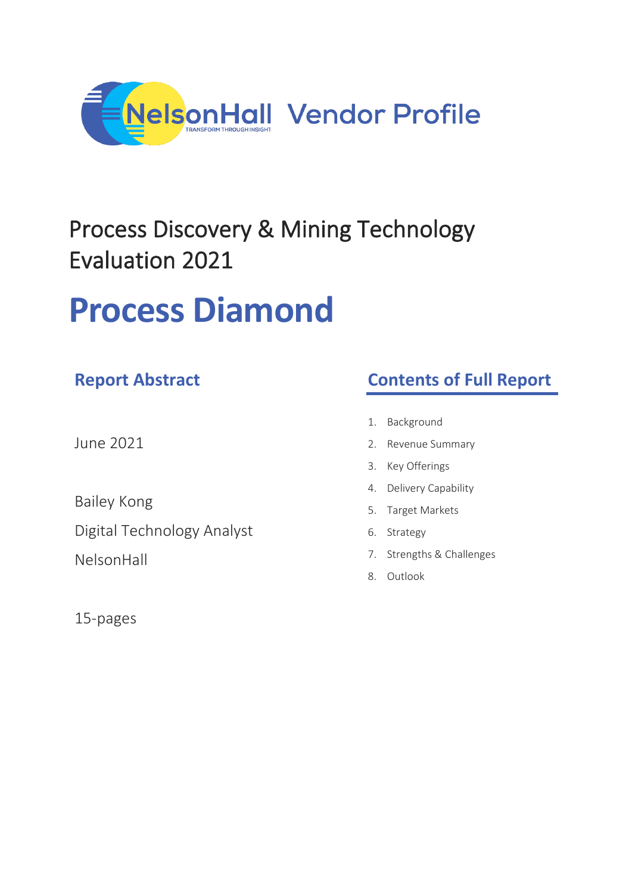NelsonHall Vendor Profile

# Process Discovery & Mining Technology Evaluation 2021

# Process Diamond

## Report Abstract

June 2021

Bailey Kong

Digital Technology Analyst

NelsonHall

15-pages

## Contents of Full Report

1. Background
2. Revenue Summary
3. Key Offerings
4. Delivery Capability
5. Target Markets
6. Strategy
7. Strengths & Challenges
8. Outlook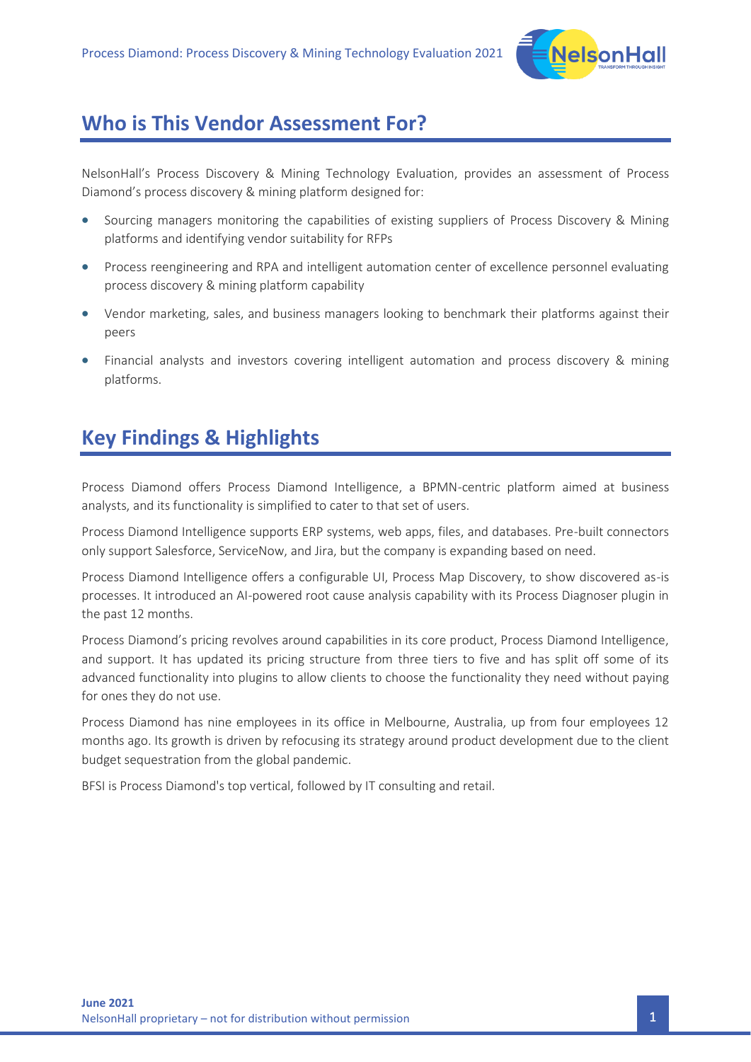## Who is This Vendor Assessment For?

NelsonHall's Process Discovery & Mining Technology Evaluation, provides an assessment of Process Diamond's process discovery & mining platform designed for:

- Sourcing managers monitoring the capabilities of existing suppliers of Process Discovery & Mining platforms and identifying vendor suitability for RFPs
- Process reengineering and RPA and intelligent automation center of excellence personnel evaluating process discovery & mining platform capability
- Vendor marketing, sales, and business managers looking to benchmark their platforms against their peers
- Financial analysts and investors covering intelligent automation and process discovery & mining platforms.

## Key Findings & Highlights

Process Diamond offers Process Diamond Intelligence, a BPMN-centric platform aimed at business analysts, and its functionality is simplified to cater to that set of users.

Process Diamond Intelligence supports ERP systems, web apps, files, and databases. Pre-built connectors only support Salesforce, ServiceNow, and Jira, but the company is expanding based on need.

Process Diamond Intelligence offers a configurable UI, Process Map Discovery, to show discovered as-is processes. It introduced an AI-powered root cause analysis capability with its Process Diagnoser plugin in the past 12 months.

Process Diamond's pricing revolves around capabilities in its core product, Process Diamond Intelligence, and support. It has updated its pricing structure from three tiers to five and has split off some of its advanced functionality into plugins to allow clients to choose the functionality they need without paying for ones they do not use.

Process Diamond has nine employees in its office in Melbourne, Australia, up from four employees 12 months ago. Its growth is driven by refocusing its strategy around product development due to the client budget sequestration from the global pandemic.

BFSI is Process Diamond's top vertical, followed by IT consulting and retail.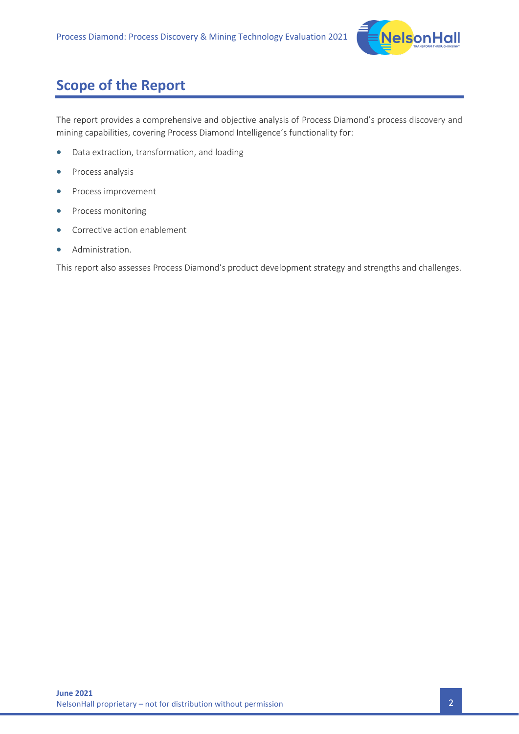## Scope of the Report

The report provides a comprehensive and objective analysis of Process Diamond's process discovery and mining capabilities, covering Process Diamond Intelligence's functionality for:

- Data extraction, transformation, and loading
- Process analysis
- Process improvement
- Process monitoring
- Corrective action enablement
- Administration.

This report also assesses Process Diamond's product development strategy and strengths and challenges.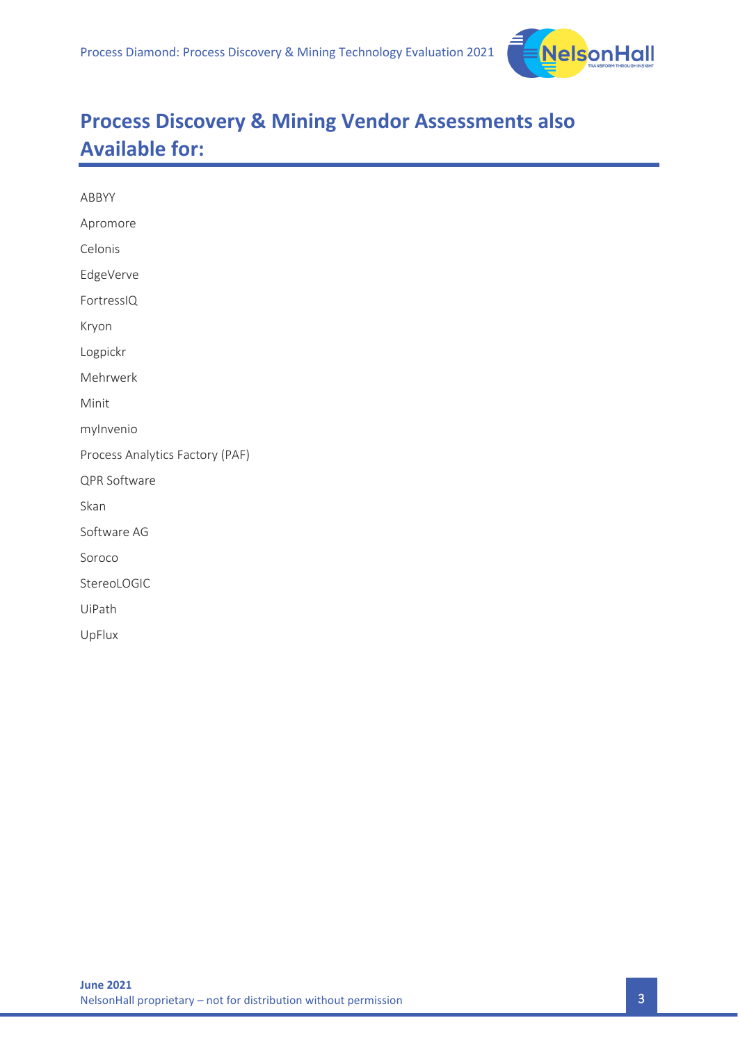# Process Discovery & Mining Vendor Assessments also Available for:

ABBYY

Apromore

Celonis

EdgeVerve

FortressIQ

Kryon

Logpickr

Mehrwerk

Minit

myInvenio

Process Analytics Factory (PAF)

QPR Software

Skan

Software AG

Soroco

StereoLOGIC

UiPath

UpFlux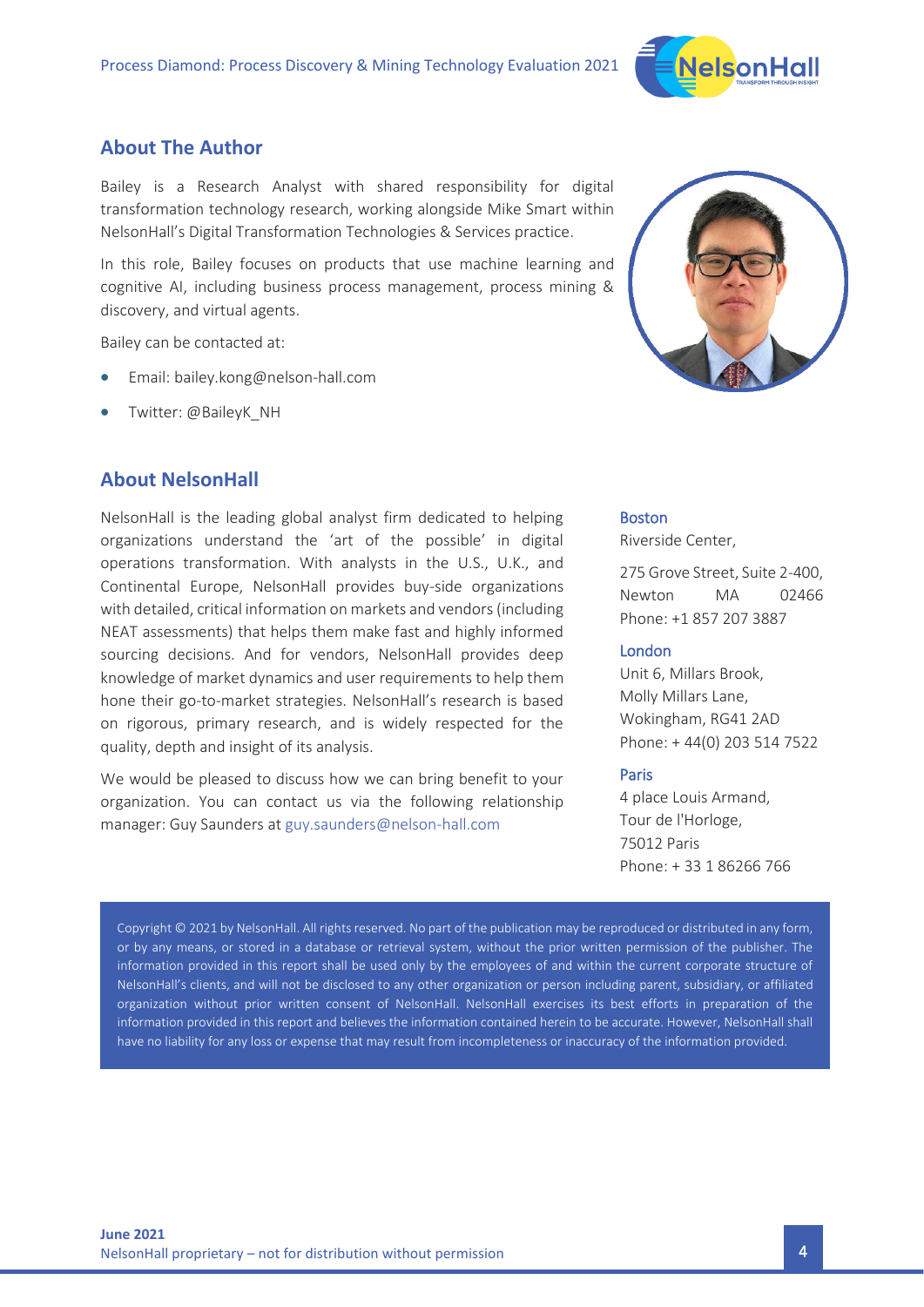## About The Author

Bailey is a Research Analyst with shared responsibility for digital transformation technology research, working alongside Mike Smart within NelsonHall's Digital Transformation Technologies & Services practice.

In this role, Bailey focuses on products that use machine learning and cognitive AI, including business process management, process mining & discovery, and virtual agents.

Bailey can be contacted at:

- Email: bailey.kong@nelson-hall.com
- Twitter: @BaileyK_NH

## About NelsonHall

NelsonHall is the leading global analyst firm dedicated to helping organizations understand the 'art of the possible' in digital operations transformation. With analysts in the U.S., U.K., and Continental Europe, NelsonHall provides buy-side organizations with detailed, critical information on markets and vendors (including NEAT assessments) that helps them make fast and highly informed sourcing decisions. And for vendors, NelsonHall provides deep knowledge of market dynamics and user requirements to help them hone their go-to-market strategies. NelsonHall's research is based on rigorous, primary research, and is widely respected for the quality, depth and insight of its analysis.

We would be pleased to discuss how we can bring benefit to your organization. You can contact us via the following relationship manager: Guy Saunders at guy.saunders@nelson-hall.com

**Boston**
Riverside Center,

275 Grove Street, Suite 2-400,
Newton MA 02466
Phone: +1 857 207 3887

**London**
Unit 6, Millars Brook,
Molly Millars Lane,
Wokingham, RG41 2AD
Phone: + 44(0) 203 514 7522

**Paris**
4 place Louis Armand,
Tour de l'Horloge,
75012 Paris
Phone: + 33 1 86266 766

Copyright © 2021 by NelsonHall. All rights reserved. No part of the publication may be reproduced or distributed in any form, or by any means, or stored in a database or retrieval system, without the prior written permission of the publisher. The information provided in this report shall be used only by the employees of and within the current corporate structure of NelsonHall's clients, and will not be disclosed to any other organization or person including parent, subsidiary, or affiliated organization without prior written consent of NelsonHall. NelsonHall exercises its best efforts in preparation of the information provided in this report and believes the information contained herein to be accurate. However, NelsonHall shall have no liability for any loss or expense that may result from incompleteness or inaccuracy of the information provided.